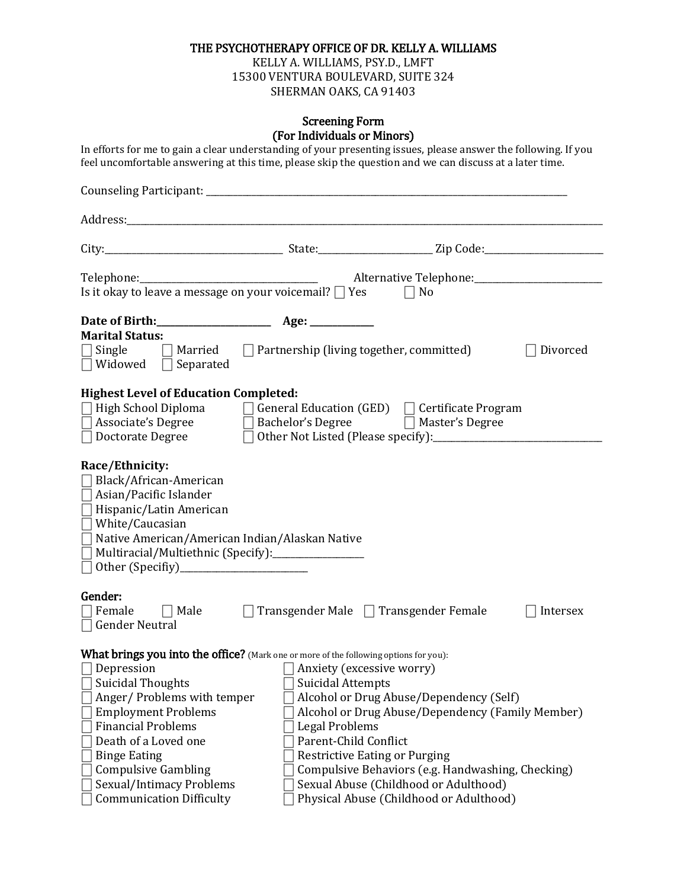# THE PSYCHOTHERAPY OFFICE OF DR. KELLY A. WILLIAMS

KELLY A. WILLIAMS, PSY.D., LMFT
15300 VENTURA BOULEVARD, SUITE 324
SHERMAN OAKS, CA 91403

## Screening Form
## (For Individuals or Minors)

In efforts for me to gain a clear understanding of your presenting issues, please answer the following. If you feel uncomfortable answering at this time, please skip the question and we can discuss at a later time.

Counseling Participant: ______________________________

Address: ______________________________

City: ______________ State: ______________ Zip Code: ______________

Telephone: ______________ Alternative Telephone: ______________

Is it okay to leave a message on your voicemail? ☐ Yes ☐ No

**Date of Birth:** ______________ **Age:** ______________

**Marital Status:**

☐ Single ☐ Married ☐ Partnership (living together, committed) ☐ Divorced
☐ Widowed ☐ Separated

**Highest Level of Education Completed:**

☐ High School Diploma ☐ General Education (GED) ☐ Certificate Program
☐ Associate's Degree ☐ Bachelor's Degree ☐ Master's Degree
☐ Doctorate Degree ☐ Other Not Listed (Please specify): ______________

**Race/Ethnicity:**

☐ Black/African-American
☐ Asian/Pacific Islander
☐ Hispanic/Latin American
☐ White/Caucasian
☐ Native American/American Indian/Alaskan Native
☐ Multiracial/Multiethnic (Specify): ______________
☐ Other (Specifiy) ______________

**Gender:**

☐ Female ☐ Male ☐ Transgender Male ☐ Transgender Female ☐ Intersex
☐ Gender Neutral

**What brings you into the office?** (Mark one or more of the following options for you):

☐ Depression
☐ Anxiety (excessive worry)
☐ Suicidal Thoughts
☐ Suicidal Attempts
☐ Anger/ Problems with temper
☐ Alcohol or Drug Abuse/Dependency (Self)
☐ Employment Problems
☐ Alcohol or Drug Abuse/Dependency (Family Member)
☐ Financial Problems
☐ Legal Problems
☐ Death of a Loved one
☐ Parent-Child Conflict
☐ Binge Eating
☐ Restrictive Eating or Purging
☐ Compulsive Gambling
☐ Compulsive Behaviors (e.g. Handwashing, Checking)
☐ Sexual/Intimacy Problems
☐ Sexual Abuse (Childhood or Adulthood)
☐ Communication Difficulty
☐ Physical Abuse (Childhood or Adulthood)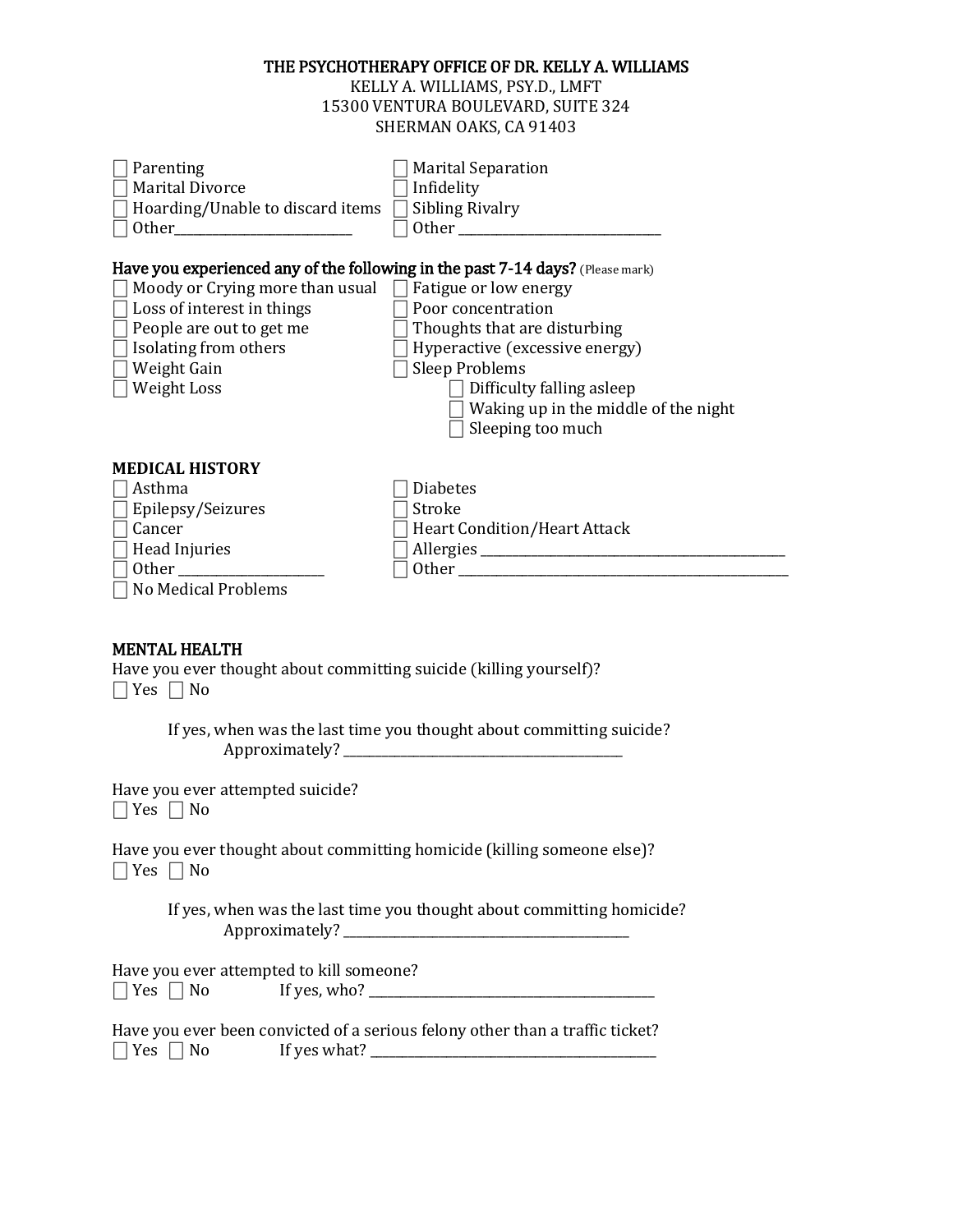**THE PSYCHOTHERAPY OFFICE OF DR. KELLY A. WILLIAMS**
KELLY A. WILLIAMS, PSY.D., LMFT
15300 VENTURA BOULEVARD, SUITE 324
SHERMAN OAKS, CA 91403

- ☐ Parenting
- ☐ Marital Separation
- ☐ Marital Divorce
- ☐ Infidelity
- ☐ Hoarding/Unable to discard items
- ☐ Sibling Rivalry
- ☐ Other________________________
- ☐ Other ____________________________

**Have you experienced any of the following in the past 7-14 days?** (Please mark)

- ☐ Moody or Crying more than usual
- ☐ Fatigue or low energy
- ☐ Loss of interest in things
- ☐ Poor concentration
- ☐ People are out to get me
- ☐ Thoughts that are disturbing
- ☐ Isolating from others
- ☐ Hyperactive (excessive energy)
- ☐ Weight Gain
- ☐ Sleep Problems
  - ☐ Difficulty falling asleep
  - ☐ Waking up in the middle of the night
  - ☐ Sleeping too much
- ☐ Weight Loss

## MEDICAL HISTORY

- ☐ Asthma
- ☐ Diabetes
- ☐ Epilepsy/Seizures
- ☐ Stroke
- ☐ Cancer
- ☐ Heart Condition/Heart Attack
- ☐ Head Injuries
- ☐ Allergies ____________________________________________
- ☐ Other ____________________
- ☐ Other _______________________________________________
- ☐ No Medical Problems

## MENTAL HEALTH

Have you ever thought about committing suicide (killing yourself)?
☐ Yes ☐ No

If yes, when was the last time you thought about committing suicide?
Approximately? ________________________________________

Have you ever attempted suicide?
☐ Yes ☐ No

Have you ever thought about committing homicide (killing someone else)?
☐ Yes ☐ No

If yes, when was the last time you thought about committing homicide?
Approximately? ________________________________________

Have you ever attempted to kill someone?
☐ Yes ☐ No If yes, who? ________________________________________

Have you ever been convicted of a serious felony other than a traffic ticket?
☐ Yes ☐ No If yes what? ________________________________________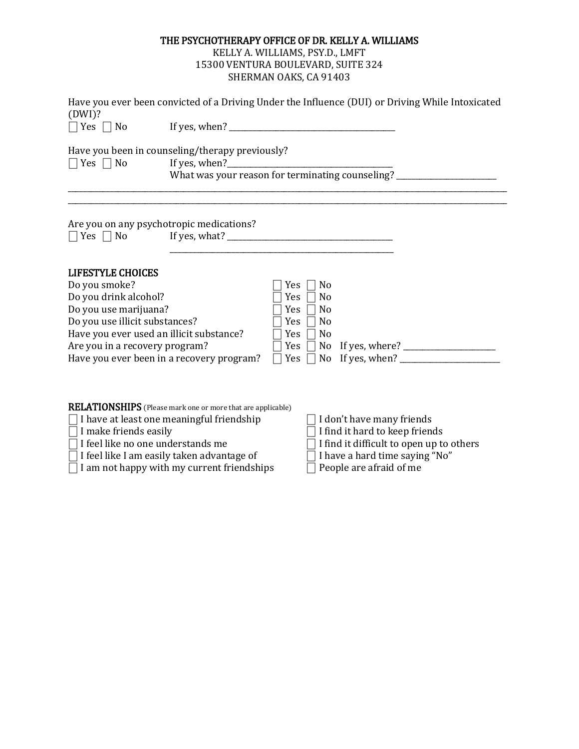THE PSYCHOTHERAPY OFFICE OF DR. KELLY A. WILLIAMS
KELLY A. WILLIAMS, PSY.D., LMFT
15300 VENTURA BOULEVARD, SUITE 324
SHERMAN OAKS, CA 91403

Have you ever been convicted of a Driving Under the Influence (DUI) or Driving While Intoxicated (DWI)?
☐ Yes ☐ No    If yes, when? ________________________________

Have you been in counseling/therapy previously?
☐ Yes ☐ No    If yes, when?________________________________
What was your reason for terminating counseling? ____________________
______________________________________________________________________________
______________________________________________________________________________

Are you on any psychotropic medications?
☐ Yes ☐ No    If yes, what? ________________________________
________________________________________

**LIFESTYLE CHOICES**

| | | |
|---|---|---|
| Do you smoke? | ☐ Yes ☐ No | |
| Do you drink alcohol? | ☐ Yes ☐ No | |
| Do you use marijuana? | ☐ Yes ☐ No | |
| Do you use illicit substances? | ☐ Yes ☐ No | |
| Have you ever used an illicit substance? | ☐ Yes ☐ No | |
| Are you in a recovery program? | ☐ Yes ☐ No | If yes, where? __________________ |
| Have you ever been in a recovery program? | ☐ Yes ☐ No | If yes, when? ___________________ |

**RELATIONSHIPS** (Please mark one or more that are applicable)

☐ I have at least one meaningful friendship
☐ I make friends easily
☐ I feel like no one understands me
☐ I feel like I am easily taken advantage of
☐ I am not happy with my current friendships
☐ I don't have many friends
☐ I find it hard to keep friends
☐ I find it difficult to open up to others
☐ I have a hard time saying "No"
☐ People are afraid of me